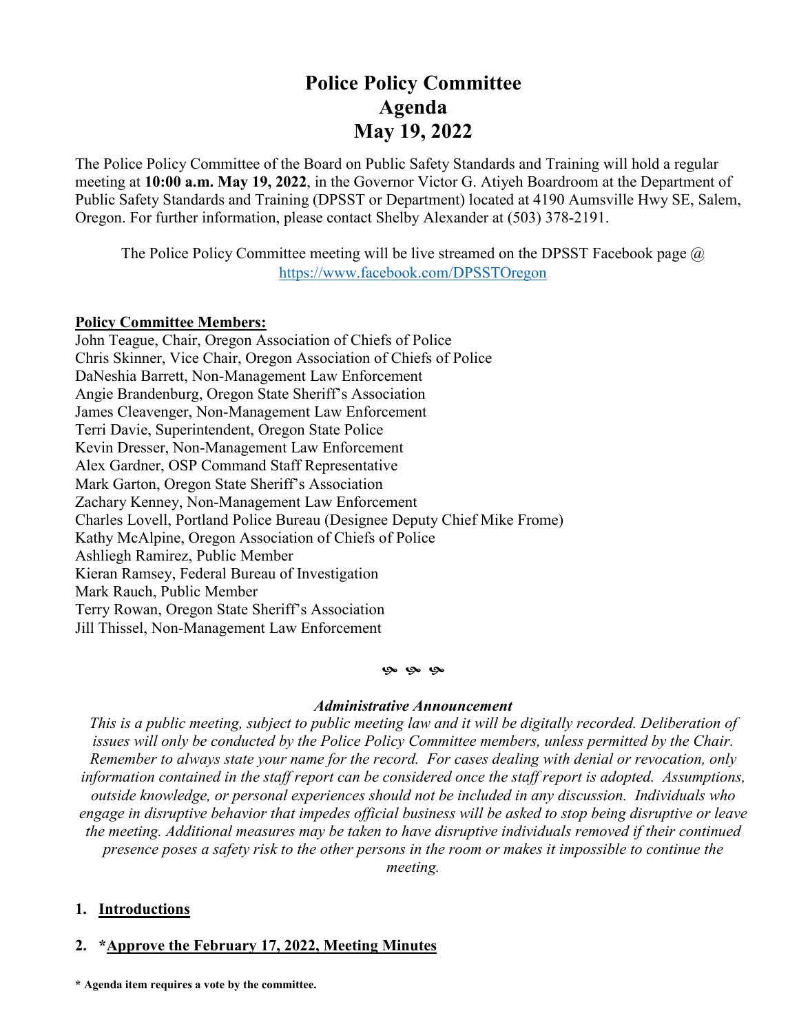# Police Policy Committee
# Agenda
# May 19, 2022

The Police Policy Committee of the Board on Public Safety Standards and Training will hold a regular meeting at **10:00 a.m. May 19, 2022**, in the Governor Victor G. Atiyeh Boardroom at the Department of Public Safety Standards and Training (DPSST or Department) located at 4190 Aumsville Hwy SE, Salem, Oregon. For further information, please contact Shelby Alexander at (503) 378-2191.

The Police Policy Committee meeting will be live streamed on the DPSST Facebook page @ https://www.facebook.com/DPSSTOregon

**Policy Committee Members:**

John Teague, Chair, Oregon Association of Chiefs of Police
Chris Skinner, Vice Chair, Oregon Association of Chiefs of Police
DaNeshia Barrett, Non-Management Law Enforcement
Angie Brandenburg, Oregon State Sheriff's Association
James Cleavenger, Non-Management Law Enforcement
Terri Davie, Superintendent, Oregon State Police
Kevin Dresser, Non-Management Law Enforcement
Alex Gardner, OSP Command Staff Representative
Mark Garton, Oregon State Sheriff's Association
Zachary Kenney, Non-Management Law Enforcement
Charles Lovell, Portland Police Bureau (Designee Deputy Chief Mike Frome)
Kathy McAlpine, Oregon Association of Chiefs of Police
Ashliegh Ramirez, Public Member
Kieran Ramsey, Federal Bureau of Investigation
Mark Rauch, Public Member
Terry Rowan, Oregon State Sheriff's Association
Jill Thissel, Non-Management Law Enforcement

***Administrative Announcement***

*This is a public meeting, subject to public meeting law and it will be digitally recorded. Deliberation of issues will only be conducted by the Police Policy Committee members, unless permitted by the Chair. Remember to always state your name for the record. For cases dealing with denial or revocation, only information contained in the staff report can be considered once the staff report is adopted. Assumptions, outside knowledge, or personal experiences should not be included in any discussion. Individuals who engage in disruptive behavior that impedes official business will be asked to stop being disruptive or leave the meeting. Additional measures may be taken to have disruptive individuals removed if their continued presence poses a safety risk to the other persons in the room or makes it impossible to continue the meeting.*

1. **Introductions**

2. **\*Approve the February 17, 2022, Meeting Minutes**

**\* Agenda item requires a vote by the committee.**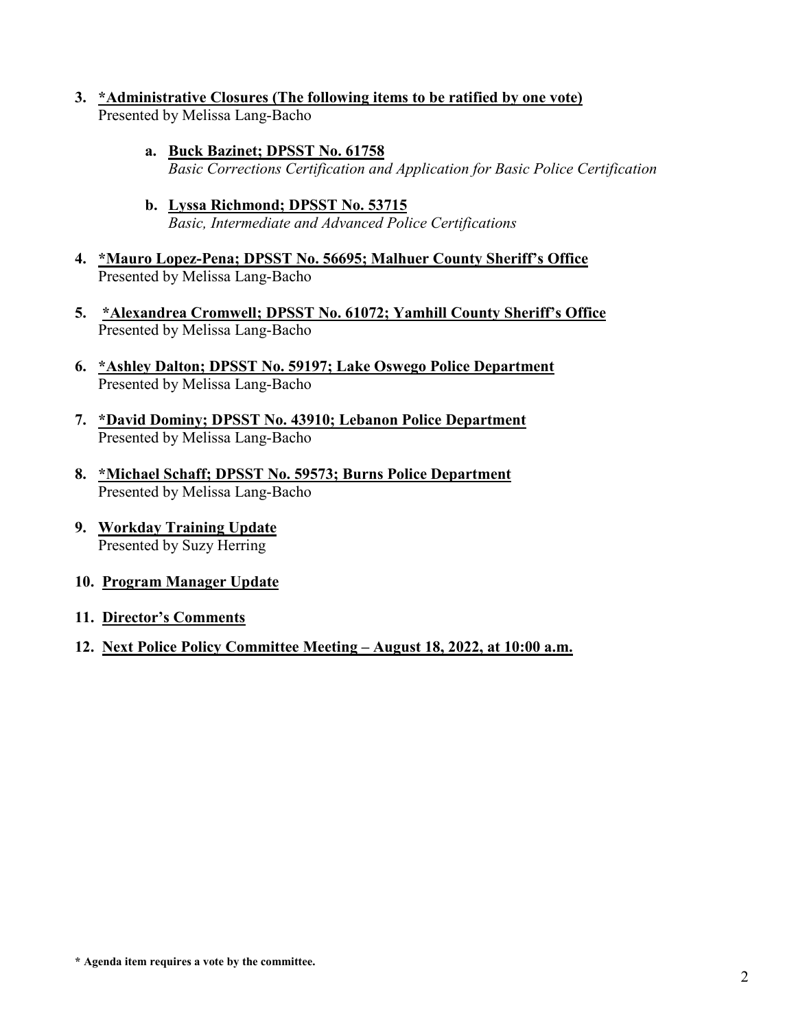3. **\*Administrative Closures (The following items to be ratified by one vote)**
   Presented by Melissa Lang-Bacho

   a. **Buck Bazinet; DPSST No. 61758**
      *Basic Corrections Certification and Application for Basic Police Certification*

   b. **Lyssa Richmond; DPSST No. 53715**
      *Basic, Intermediate and Advanced Police Certifications*

4. **\*Mauro Lopez-Pena; DPSST No. 56695; Malhuer County Sheriff's Office**
   Presented by Melissa Lang-Bacho

5. **\*Alexandrea Cromwell; DPSST No. 61072; Yamhill County Sheriff's Office**
   Presented by Melissa Lang-Bacho

6. **\*Ashley Dalton; DPSST No. 59197; Lake Oswego Police Department**
   Presented by Melissa Lang-Bacho

7. **\*David Dominy; DPSST No. 43910; Lebanon Police Department**
   Presented by Melissa Lang-Bacho

8. **\*Michael Schaff; DPSST No. 59573; Burns Police Department**
   Presented by Melissa Lang-Bacho

9. **Workday Training Update**
   Presented by Suzy Herring

10. **Program Manager Update**

11. **Director's Comments**

12. **Next Police Policy Committee Meeting – August 18, 2022, at 10:00 a.m.**

**\* Agenda item requires a vote by the committee.**